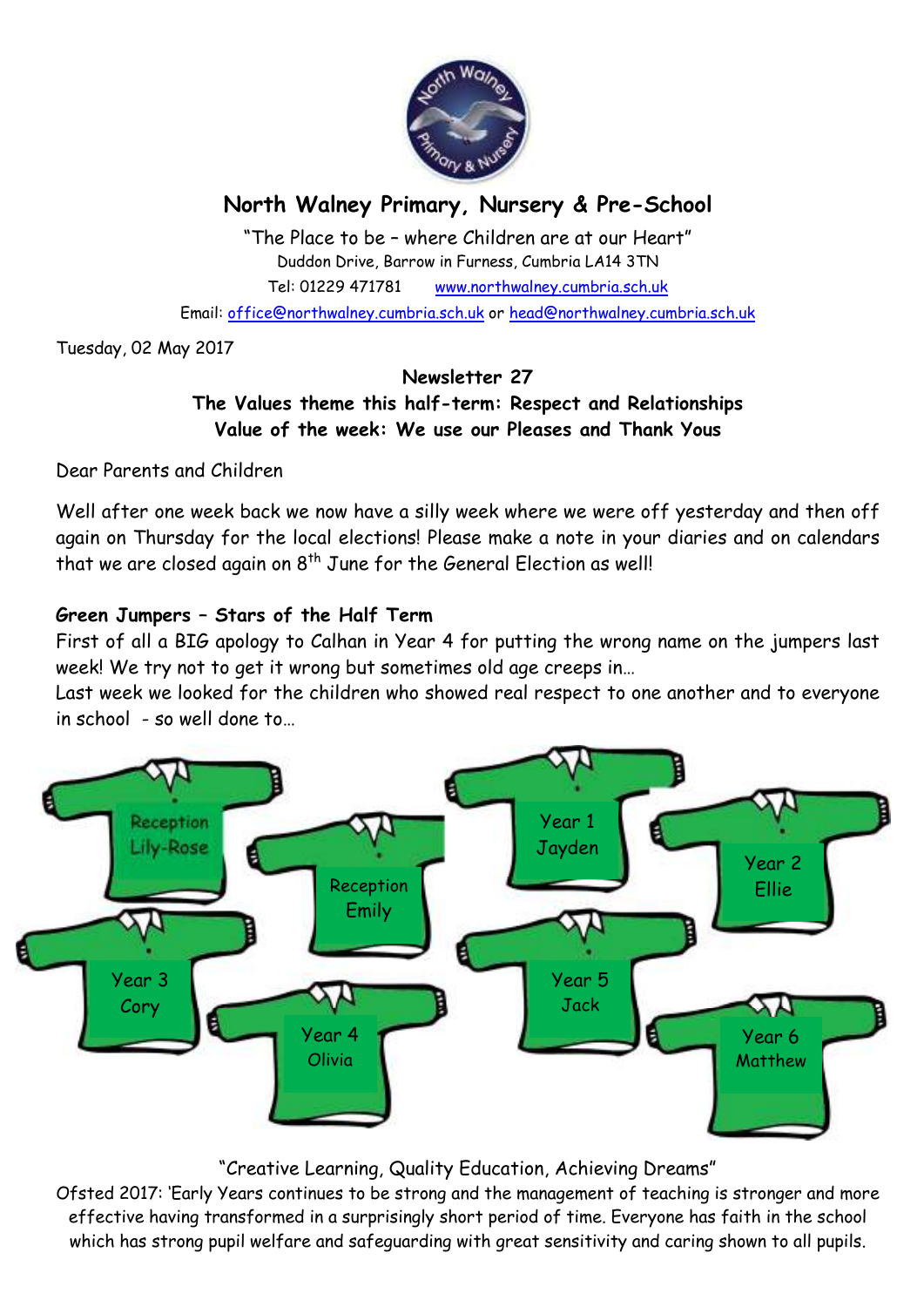# North Walney Primary, Nursery & Pre-School

"The Place to be – where Children are at our Heart"
Duddon Drive, Barrow in Furness, Cumbria LA14 3TN
Tel: 01229 471781 www.northwalney.cumbria.sch.uk
Email: office@northwalney.cumbria.sch.uk or head@northwalney.cumbria.sch.uk

Tuesday, 02 May 2017

**Newsletter 27**
**The Values theme this half-term: Respect and Relationships**
**Value of the week: We use our Pleases and Thank Yous**

Dear Parents and Children

Well after one week back we now have a silly week where we were off yesterday and then off again on Thursday for the local elections! Please make a note in your diaries and on calendars that we are closed again on 8th June for the General Election as well!

### Green Jumpers – Stars of the Half Term

First of all a BIG apology to Calhan in Year 4 for putting the wrong name on the jumpers last week! We try not to get it wrong but sometimes old age creeps in…
Last week we looked for the children who showed real respect to one another and to everyone in school - so well done to…

Reception Lily-Rose
Reception Emily
Year 1 Jayden
Year 2 Ellie
Year 3 Cory
Year 4 Olivia
Year 5 Jack
Year 6 Matthew

"Creative Learning, Quality Education, Achieving Dreams"
Ofsted 2017: 'Early Years continues to be strong and the management of teaching is stronger and more effective having transformed in a surprisingly short period of time. Everyone has faith in the school which has strong pupil welfare and safeguarding with great sensitivity and caring shown to all pupils.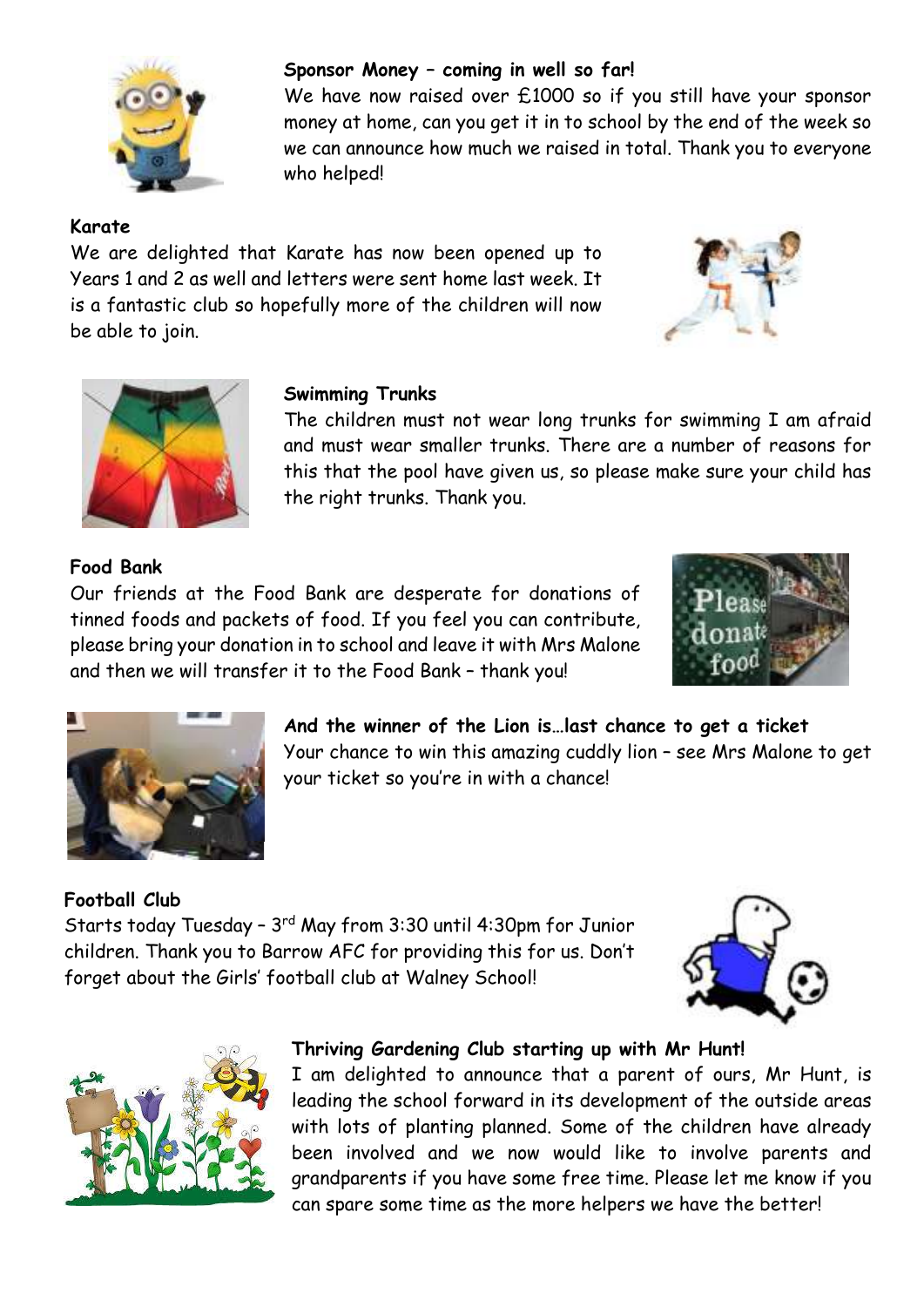**Sponsor Money – coming in well so far!**

We have now raised over £1000 so if you still have your sponsor money at home, can you get it in to school by the end of the week so we can announce how much we raised in total. Thank you to everyone who helped!

**Karate**

We are delighted that Karate has now been opened up to Years 1 and 2 as well and letters were sent home last week. It is a fantastic club so hopefully more of the children will now be able to join.

**Swimming Trunks**

The children must not wear long trunks for swimming I am afraid and must wear smaller trunks. There are a number of reasons for this that the pool have given us, so please make sure your child has the right trunks. Thank you.

**Food Bank**

Our friends at the Food Bank are desperate for donations of tinned foods and packets of food. If you feel you can contribute, please bring your donation in to school and leave it with Mrs Malone and then we will transfer it to the Food Bank – thank you!

**And the winner of the Lion is…last chance to get a ticket**

Your chance to win this amazing cuddly lion – see Mrs Malone to get your ticket so you're in with a chance!

**Football Club**

Starts today Tuesday – 3rd May from 3:30 until 4:30pm for Junior children. Thank you to Barrow AFC for providing this for us. Don't forget about the Girls' football club at Walney School!

**Thriving Gardening Club starting up with Mr Hunt!**

I am delighted to announce that a parent of ours, Mr Hunt, is leading the school forward in its development of the outside areas with lots of planting planned. Some of the children have already been involved and we now would like to involve parents and grandparents if you have some free time. Please let me know if you can spare some time as the more helpers we have the better!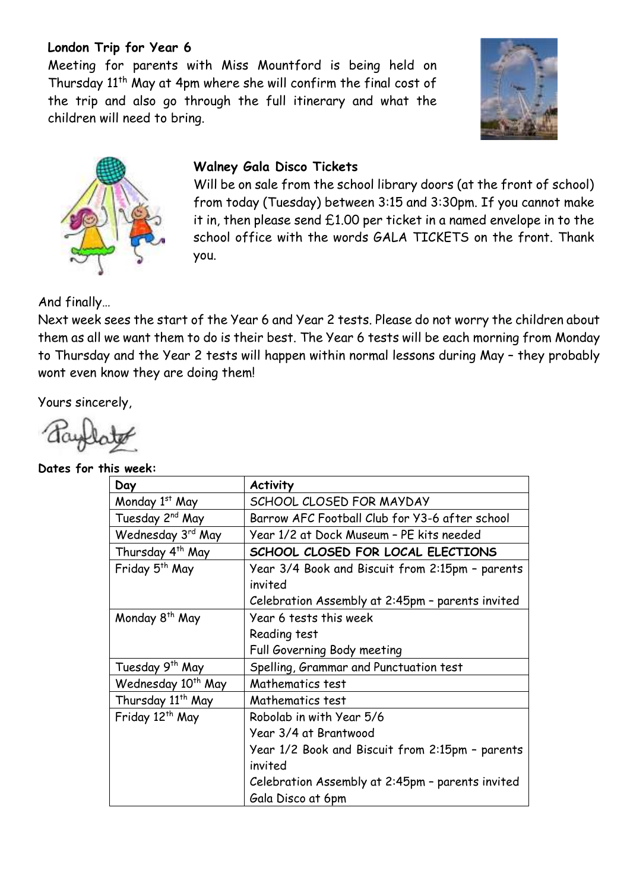**London Trip for Year 6**

Meeting for parents with Miss Mountford is being held on Thursday 11th May at 4pm where she will confirm the final cost of the trip and also go through the full itinerary and what the children will need to bring.

**Walney Gala Disco Tickets**

Will be on sale from the school library doors (at the front of school) from today (Tuesday) between 3:15 and 3:30pm. If you cannot make it in, then please send £1.00 per ticket in a named envelope in to the school office with the words GALA TICKETS on the front. Thank you.

And finally…

Next week sees the start of the Year 6 and Year 2 tests. Please do not worry the children about them as all we want them to do is their best. The Year 6 tests will be each morning from Monday to Thursday and the Year 2 tests will happen within normal lessons during May – they probably wont even know they are doing them!

Yours sincerely,

**Dates for this week:**

| Day | Activity |
|---|---|
| Monday 1st May | SCHOOL CLOSED FOR MAYDAY |
| Tuesday 2nd May | Barrow AFC Football Club for Y3-6 after school |
| Wednesday 3rd May | Year 1/2 at Dock Museum – PE kits needed |
| Thursday 4th May | **SCHOOL CLOSED FOR LOCAL ELECTIONS** |
| Friday 5th May | Year 3/4 Book and Biscuit from 2:15pm – parents invited<br>Celebration Assembly at 2:45pm – parents invited |
| Monday 8th May | Year 6 tests this week<br>Reading test<br>Full Governing Body meeting |
| Tuesday 9th May | Spelling, Grammar and Punctuation test |
| Wednesday 10th May | Mathematics test |
| Thursday 11th May | Mathematics test |
| Friday 12th May | Robolab in with Year 5/6<br>Year 3/4 at Brantwood<br>Year 1/2 Book and Biscuit from 2:15pm – parents invited<br>Celebration Assembly at 2:45pm – parents invited<br>Gala Disco at 6pm |